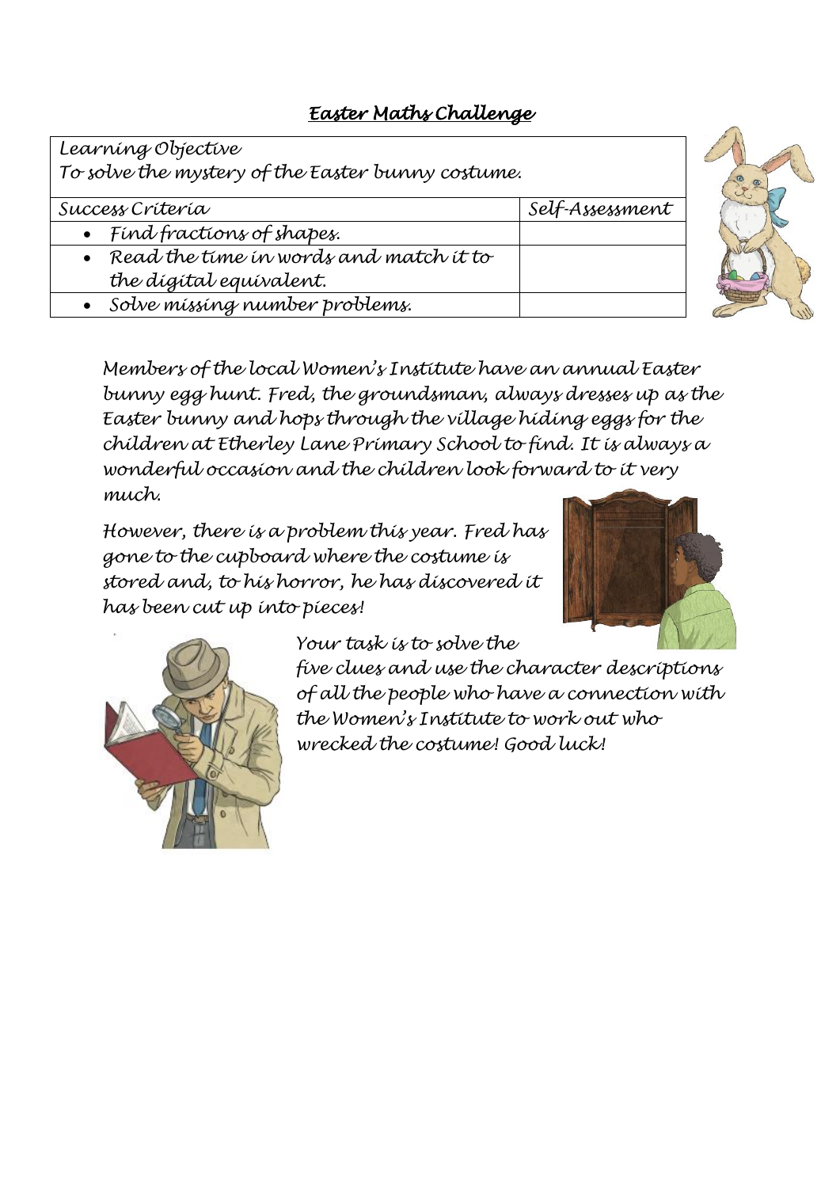# *Easter Maths Challenge*

| Learning Objective<br>To solve the mystery of the Easter bunny costume. | |
|---|---|
| Success Criteria | Self-Assessment |
| • Find fractions of shapes. | |
| • Read the time in words and match it to the digital equivalent. | |
| • Solve missing number problems. | |

Members of the local Women's Institute have an annual Easter bunny egg hunt. Fred, the groundsman, always dresses up as the Easter bunny and hops through the village hiding eggs for the children at Etherley Lane Primary School to find. It is always a wonderful occasion and the children look forward to it very much.

However, there is a problem this year. Fred has gone to the cupboard where the costume is stored and, to his horror, he has discovered it has been cut up into pieces!

Your task is to solve the five clues and use the character descriptions of all the people who have a connection with the Women's Institute to work out who wrecked the costume! Good luck!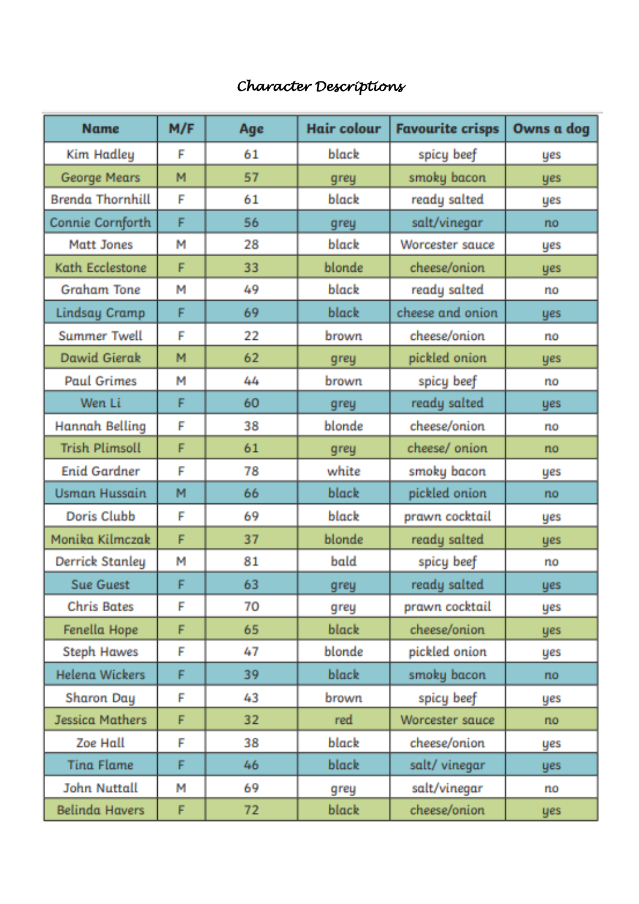# *Character Descriptions*

| Name | M/F | Age | Hair colour | Favourite crisps | Owns a dog |
|---|---|---|---|---|---|
| Kim Hadley | F | 61 | black | spicy beef | yes |
| George Mears | M | 57 | grey | smoky bacon | yes |
| Brenda Thornhill | F | 61 | black | ready salted | yes |
| Connie Cornforth | F | 56 | grey | salt/vinegar | no |
| Matt Jones | M | 28 | black | Worcester sauce | yes |
| Kath Ecclestone | F | 33 | blonde | cheese/onion | yes |
| Graham Tone | M | 49 | black | ready salted | no |
| Lindsay Cramp | F | 69 | black | cheese and onion | yes |
| Summer Twell | F | 22 | brown | cheese/onion | no |
| Dawid Gierak | M | 62 | grey | pickled onion | yes |
| Paul Grimes | M | 44 | brown | spicy beef | no |
| Wen Li | F | 60 | grey | ready salted | yes |
| Hannah Belling | F | 38 | blonde | cheese/onion | no |
| Trish Plimsoll | F | 61 | grey | cheese/ onion | no |
| Enid Gardner | F | 78 | white | smoky bacon | yes |
| Usman Hussain | M | 66 | black | pickled onion | no |
| Doris Clubb | F | 69 | black | prawn cocktail | yes |
| Monika Kilmczak | F | 37 | blonde | ready salted | yes |
| Derrick Stanley | M | 81 | bald | spicy beef | no |
| Sue Guest | F | 63 | grey | ready salted | yes |
| Chris Bates | F | 70 | grey | prawn cocktail | yes |
| Fenella Hope | F | 65 | black | cheese/onion | yes |
| Steph Hawes | F | 47 | blonde | pickled onion | yes |
| Helena Wickers | F | 39 | black | smoky bacon | no |
| Sharon Day | F | 43 | brown | spicy beef | yes |
| Jessica Mathers | F | 32 | red | Worcester sauce | no |
| Zoe Hall | F | 38 | black | cheese/onion | yes |
| Tina Flame | F | 46 | black | salt/ vinegar | yes |
| John Nuttall | M | 69 | grey | salt/vinegar | no |
| Belinda Havers | F | 72 | black | cheese/onion | yes |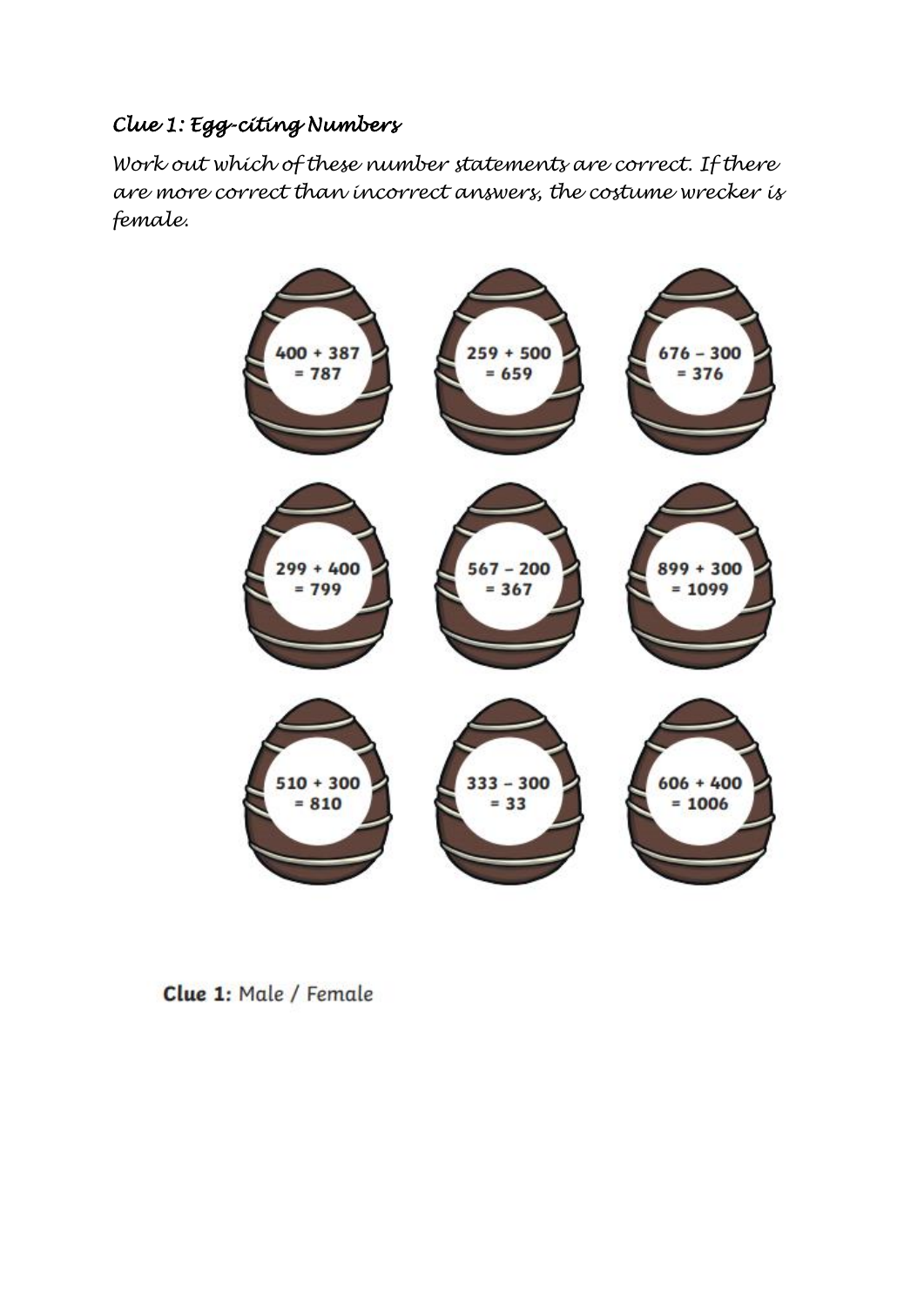## *Clue 1: Egg-citing Numbers*

*Work out which of these number statements are correct. If there are more correct than incorrect answers, the costume wrecker is female.*

| | | |
|---|---|---|
| $400 + 387 = 787$ | $259 + 500 = 659$ | $676 - 300 = 376$ |
| $299 + 400 = 799$ | $567 - 200 = 367$ | $899 + 300 = 1099$ |
| $510 + 300 = 810$ | $333 - 300 = 33$ | $606 + 400 = 1006$ |

**Clue 1:** Male / Female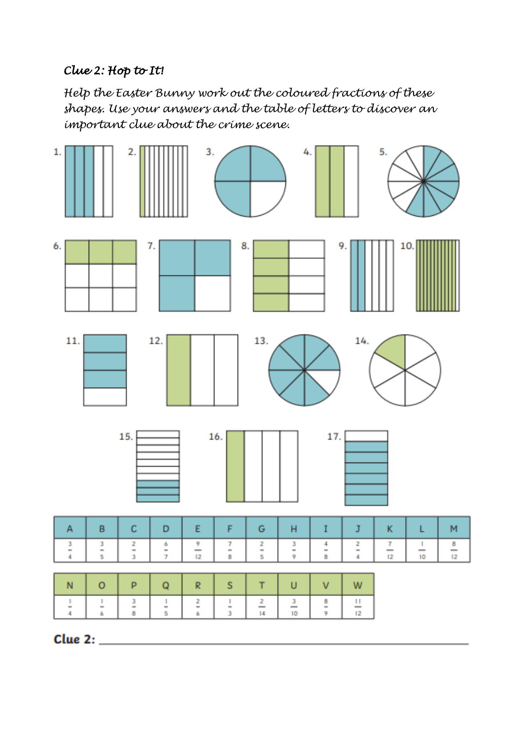*Clue 2: Hop to It!*

*Help the Easter Bunny work out the coloured fractions of these shapes. Use your answers and the table of letters to discover an important clue about the crime scene.*

1. 2. 3. 4. 5.

6. 7. 8. 9. 10.

11. 12. 13. 14.

15. 16. 17.

| A | B | C | D | E | F | G | H | I | J | K | L | M |
|---|---|---|---|---|---|---|---|---|---|---|---|---|
| $\frac{3}{4}$ | $\frac{3}{5}$ | $\frac{2}{3}$ | $\frac{6}{7}$ | $\frac{9}{12}$ | $\frac{7}{8}$ | $\frac{2}{5}$ | $\frac{3}{9}$ | $\frac{4}{8}$ | $\frac{2}{4}$ | $\frac{7}{12}$ | $\frac{1}{10}$ | $\frac{8}{12}$ |

| N | O | P | Q | R | S | T | U | V | W |
|---|---|---|---|---|---|---|---|---|---|
| $\frac{1}{4}$ | $\frac{1}{6}$ | $\frac{3}{8}$ | $\frac{1}{5}$ | $\frac{2}{6}$ | $\frac{1}{3}$ | $\frac{2}{14}$ | $\frac{3}{10}$ | $\frac{8}{9}$ | $\frac{11}{12}$ |

**Clue 2:** ___________________________________________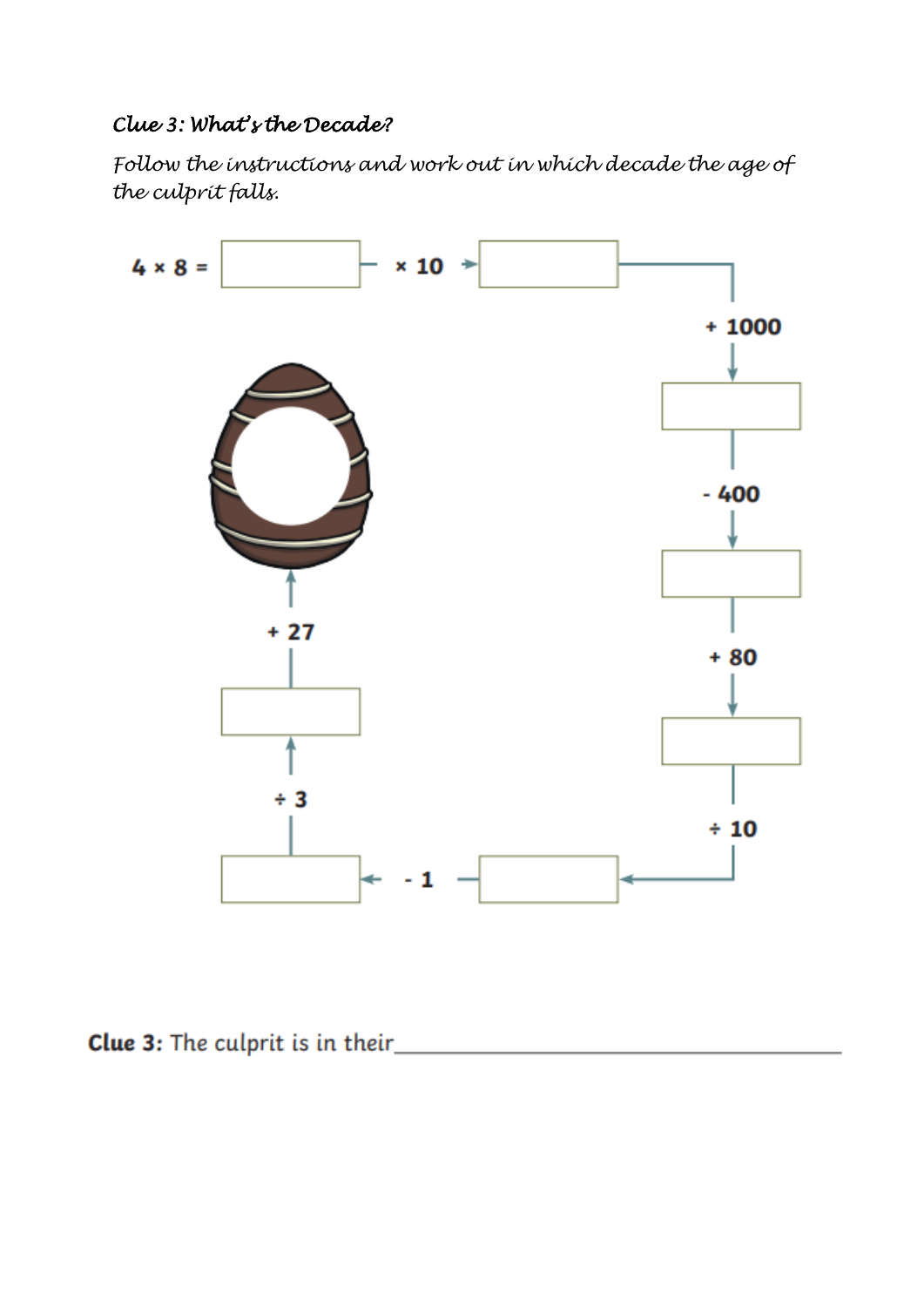### *Clue 3: What's the Decade?*

*Follow the instructions and work out in which decade the age of the culprit falls.*

4 × 8 = ______ → × 10 → ______

→ + 1000 → ______

→ - 400 → ______

→ + 80 → ______

→ ÷ 10 → ______

→ - 1 → ______

→ ÷ 3 → ______

→ + 27 → (egg)

**Clue 3:** The culprit is in their______________________________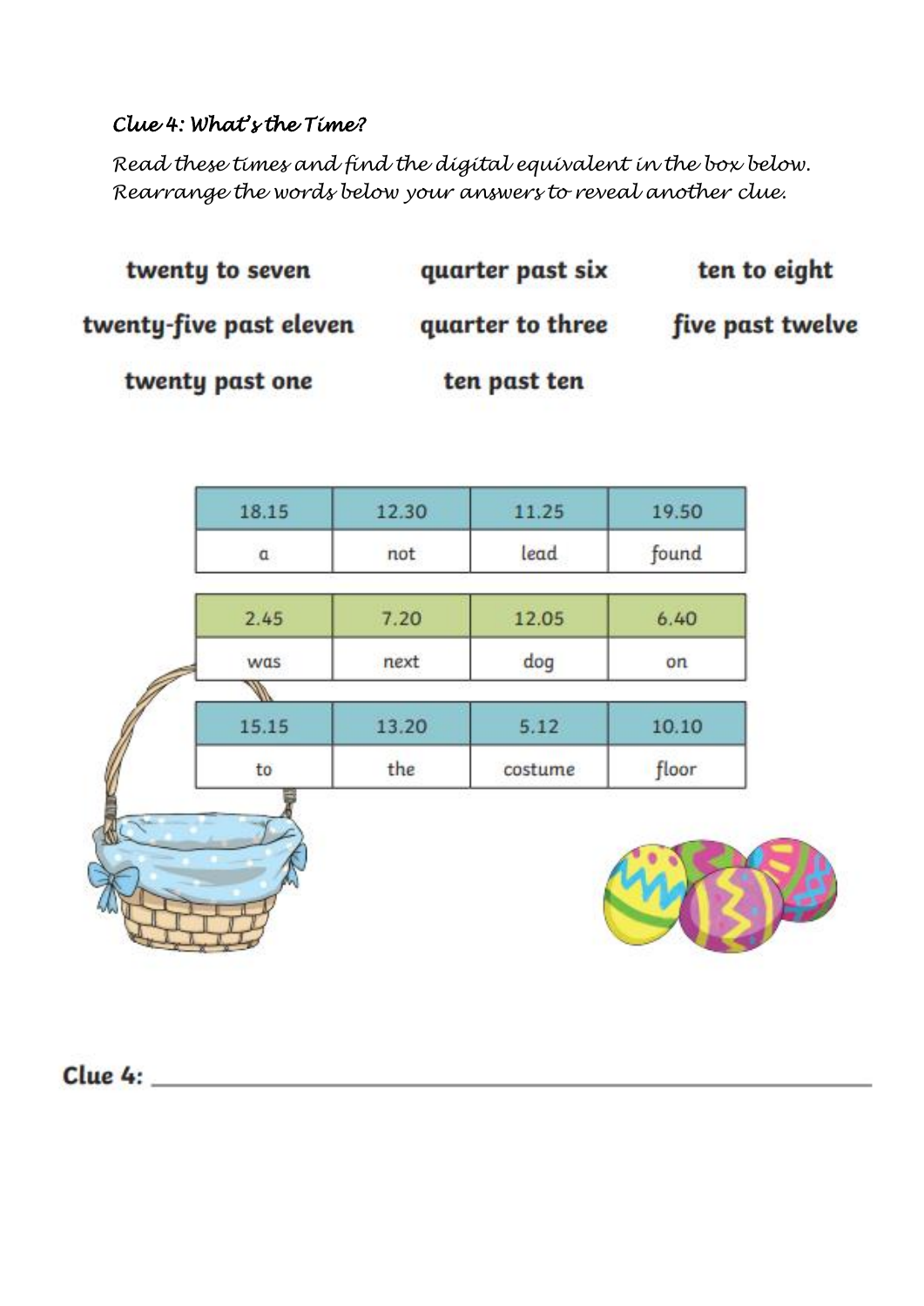*Clue 4: What's the Time?*

*Read these times and find the digital equivalent in the box below.*
*Rearrange the words below your answers to reveal another clue.*

**twenty to seven** &nbsp;&nbsp; **quarter past six** &nbsp;&nbsp; **ten to eight**

**twenty-five past eleven** &nbsp;&nbsp; **quarter to three** &nbsp;&nbsp; **five past twelve**

**twenty past one** &nbsp;&nbsp; **ten past ten**

| 18.15 | 12.30 | 11.25 | 19.50 |
|---|---|---|---|
| a | not | lead | found |

| 2.45 | 7.20 | 12.05 | 6.40 |
|---|---|---|---|
| was | next | dog | on |

| 15.15 | 13.20 | 5.12 | 10.10 |
|---|---|---|---|
| to | the | costume | floor |

**Clue 4:** ______________________________________________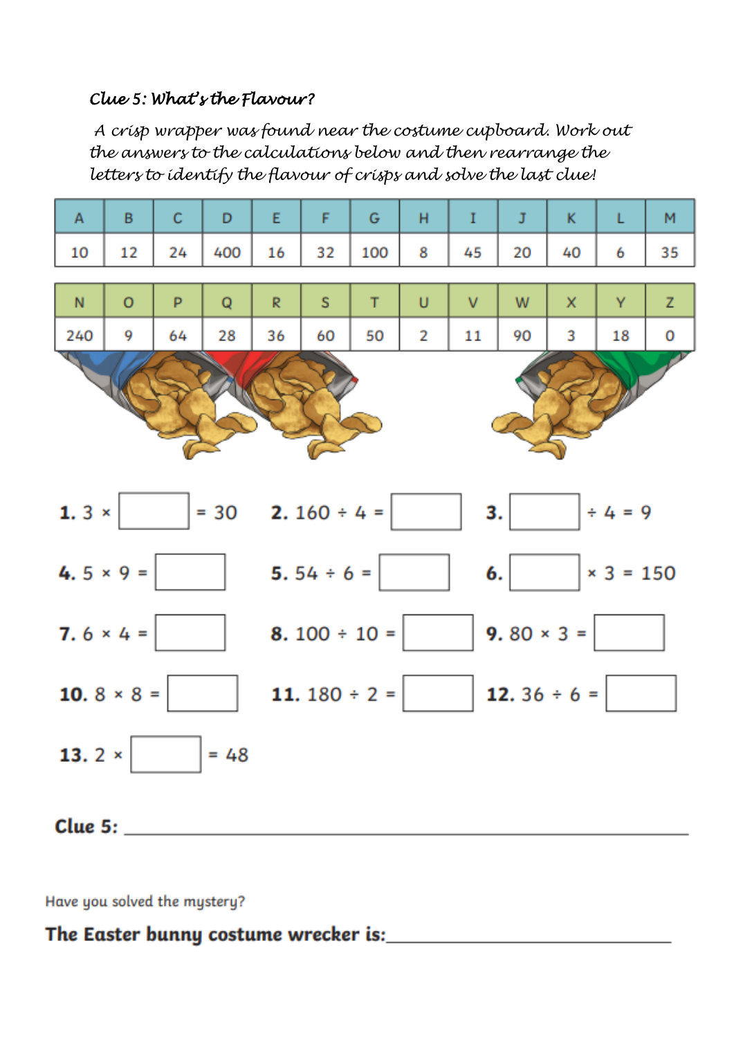### *Clue 5: What's the Flavour?*

*A crisp wrapper was found near the costume cupboard. Work out the answers to the calculations below and then rearrange the letters to identify the flavour of crisps and solve the last clue!*

| A | B | C | D | E | F | G | H | I | J | K | L | M |
|---|---|---|---|---|---|---|---|---|---|---|---|---|
| 10 | 12 | 24 | 400 | 16 | 32 | 100 | 8 | 45 | 20 | 40 | 6 | 35 |

| N | O | P | Q | R | S | T | U | V | W | X | Y | Z |
|---|---|---|---|---|---|---|---|---|---|---|---|---|
| 240 | 9 | 64 | 28 | 36 | 60 | 50 | 2 | 11 | 90 | 3 | 18 | 0 |

**1.** $3 \times$ ☐ $= 30$

**2.** $160 \div 4 =$ ☐

**3.** ☐ $\div 4 = 9$

**4.** $5 \times 9 =$ ☐

**5.** $54 \div 6 =$ ☐

**6.** ☐ $\times 3 = 150$

**7.** $6 \times 4 =$ ☐

**8.** $100 \div 10 =$ ☐

**9.** $80 \times 3 =$ ☐

**10.** $8 \times 8 =$ ☐

**11.** $180 \div 2 =$ ☐

**12.** $36 \div 6 =$ ☐

**13.** $2 \times$ ☐ $= 48$

**Clue 5:** ______________________________

Have you solved the mystery?

**The Easter bunny costume wrecker is:**______________________________